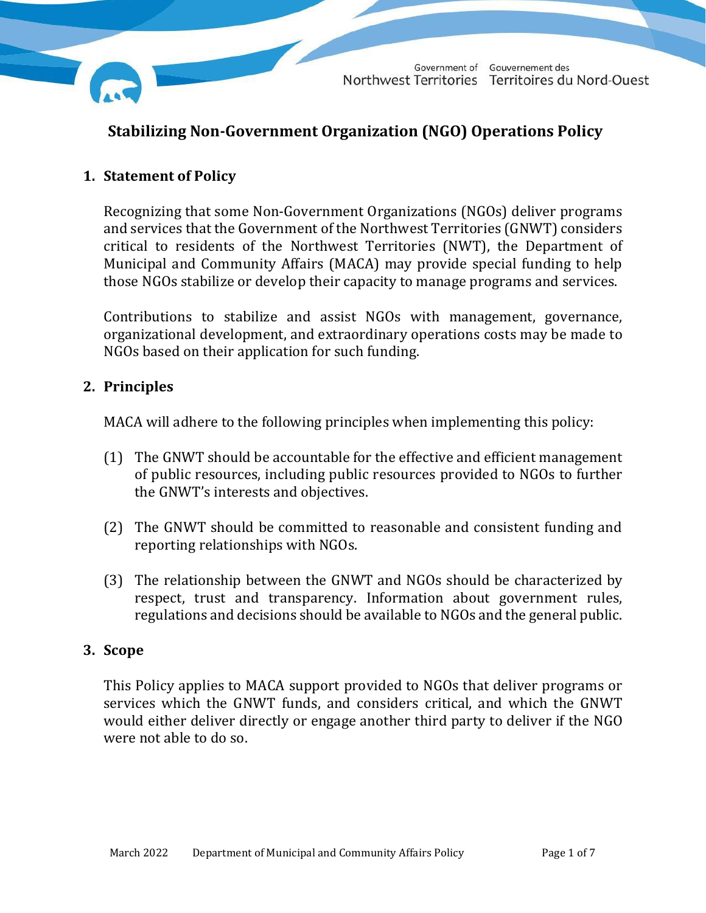# Stabilizing Non-Government Organization (NGO) Operations Policy

## 1. Statement of Policy

Recognizing that some Non-Government Organizations (NGOs) deliver programs and services that the Government of the Northwest Territories (GNWT) considers critical to residents of the Northwest Territories (NWT), the Department of Municipal and Community Affairs (MACA) may provide special funding to help those NGOs stabilize or develop their capacity to manage programs and services.

Contributions to stabilize and assist NGOs with management, governance, organizational development, and extraordinary operations costs may be made to NGOs based on their application for such funding.

## 2. Principles

MACA will adhere to the following principles when implementing this policy:

(1) The GNWT should be accountable for the effective and efficient management of public resources, including public resources provided to NGOs to further the GNWT's interests and objectives.

(2) The GNWT should be committed to reasonable and consistent funding and reporting relationships with NGOs.

(3) The relationship between the GNWT and NGOs should be characterized by respect, trust and transparency. Information about government rules, regulations and decisions should be available to NGOs and the general public.

## 3. Scope

This Policy applies to MACA support provided to NGOs that deliver programs or services which the GNWT funds, and considers critical, and which the GNWT would either deliver directly or engage another third party to deliver if the NGO were not able to do so.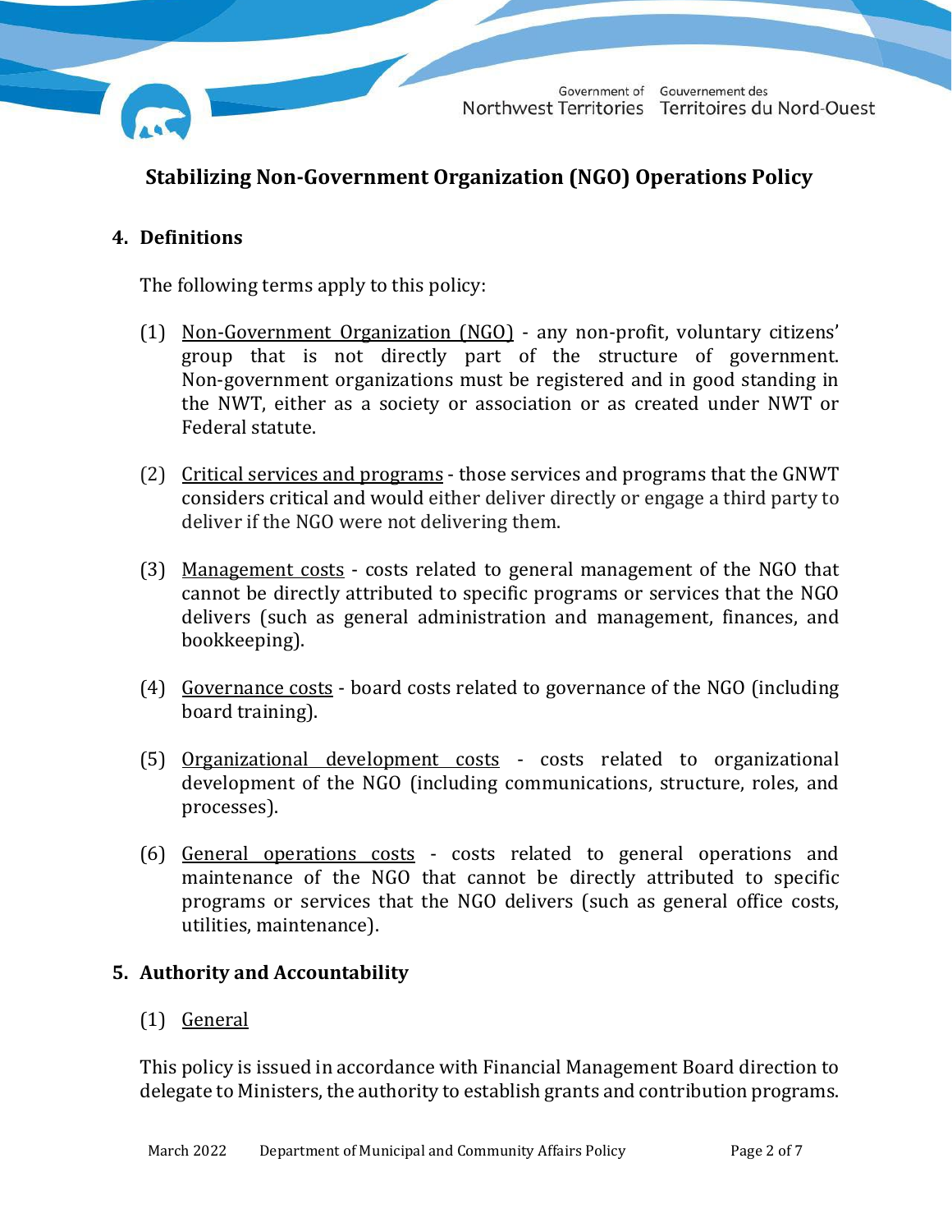# Stabilizing Non-Government Organization (NGO) Operations Policy

## 4. Definitions

The following terms apply to this policy:

(1) Non-Government Organization (NGO) - any non-profit, voluntary citizens' group that is not directly part of the structure of government. Non-government organizations must be registered and in good standing in the NWT, either as a society or association or as created under NWT or Federal statute.

(2) Critical services and programs - those services and programs that the GNWT considers critical and would either deliver directly or engage a third party to deliver if the NGO were not delivering them.

(3) Management costs - costs related to general management of the NGO that cannot be directly attributed to specific programs or services that the NGO delivers (such as general administration and management, finances, and bookkeeping).

(4) Governance costs - board costs related to governance of the NGO (including board training).

(5) Organizational development costs - costs related to organizational development of the NGO (including communications, structure, roles, and processes).

(6) General operations costs - costs related to general operations and maintenance of the NGO that cannot be directly attributed to specific programs or services that the NGO delivers (such as general office costs, utilities, maintenance).

## 5. Authority and Accountability

(1) General

This policy is issued in accordance with Financial Management Board direction to delegate to Ministers, the authority to establish grants and contribution programs.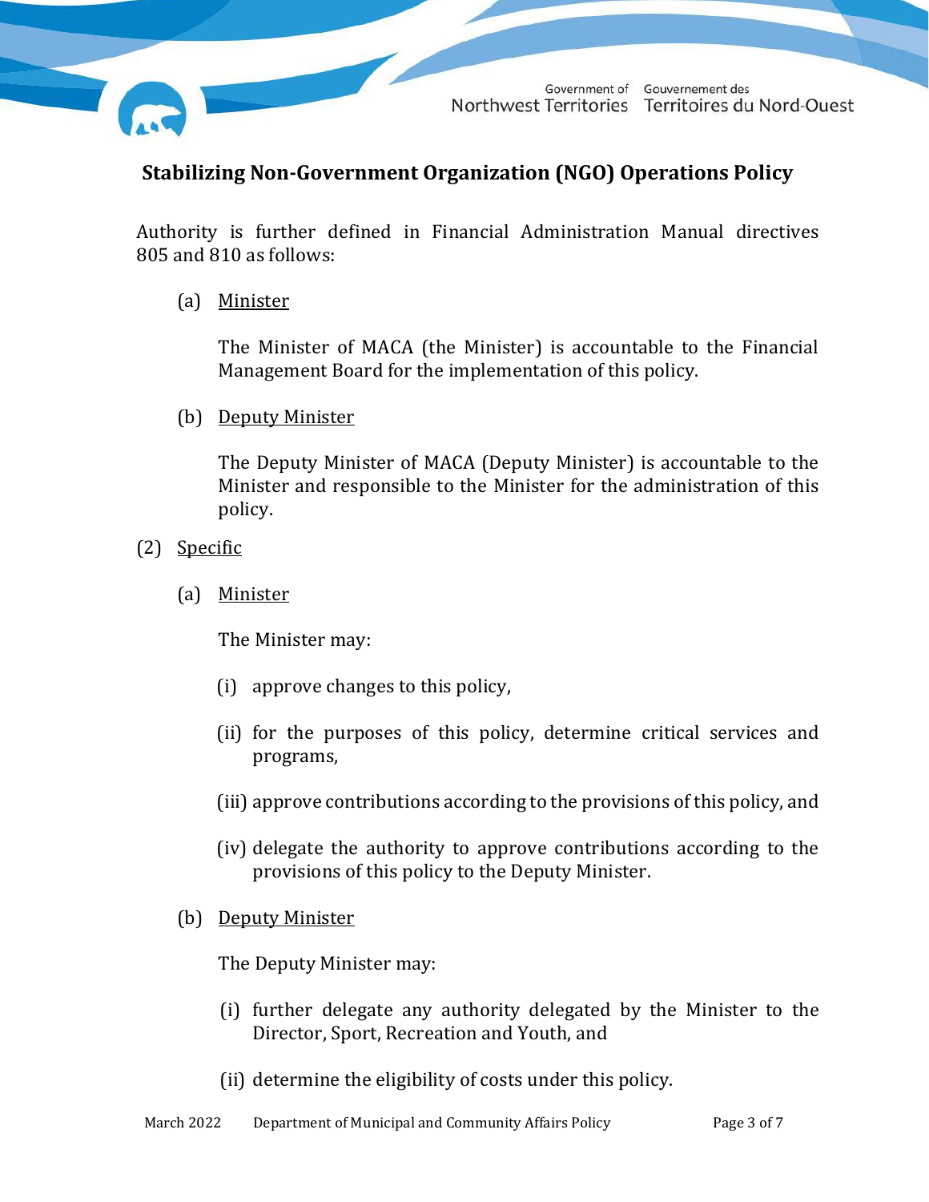## Stabilizing Non-Government Organization (NGO) Operations Policy

Authority is further defined in Financial Administration Manual directives 805 and 810 as follows:

(a) Minister

The Minister of MACA (the Minister) is accountable to the Financial Management Board for the implementation of this policy.

(b) Deputy Minister

The Deputy Minister of MACA (Deputy Minister) is accountable to the Minister and responsible to the Minister for the administration of this policy.

(2) Specific

(a) Minister

The Minister may:

(i) approve changes to this policy,

(ii) for the purposes of this policy, determine critical services and programs,

(iii) approve contributions according to the provisions of this policy, and

(iv) delegate the authority to approve contributions according to the provisions of this policy to the Deputy Minister.

(b) Deputy Minister

The Deputy Minister may:

(i) further delegate any authority delegated by the Minister to the Director, Sport, Recreation and Youth, and

(ii) determine the eligibility of costs under this policy.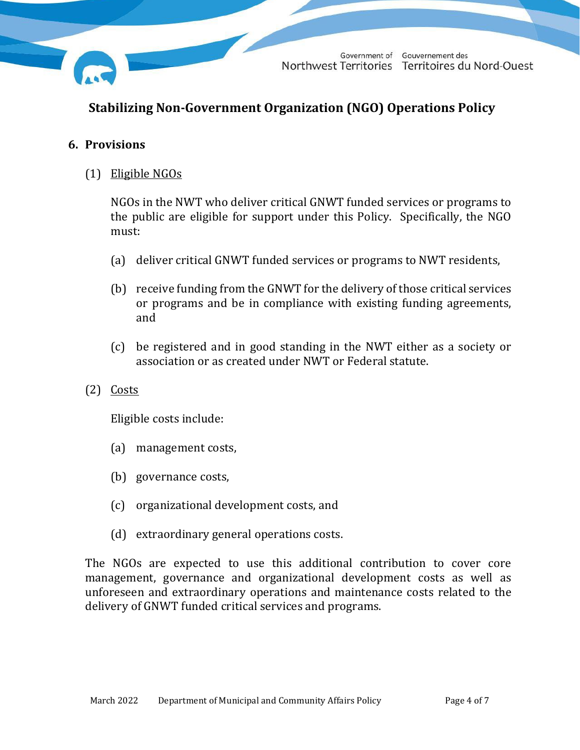# Stabilizing Non-Government Organization (NGO) Operations Policy

## 6. Provisions

(1) Eligible NGOs

NGOs in the NWT who deliver critical GNWT funded services or programs to the public are eligible for support under this Policy. Specifically, the NGO must:

(a) deliver critical GNWT funded services or programs to NWT residents,

(b) receive funding from the GNWT for the delivery of those critical services or programs and be in compliance with existing funding agreements, and

(c) be registered and in good standing in the NWT either as a society or association or as created under NWT or Federal statute.

(2) Costs

Eligible costs include:

(a) management costs,

(b) governance costs,

(c) organizational development costs, and

(d) extraordinary general operations costs.

The NGOs are expected to use this additional contribution to cover core management, governance and organizational development costs as well as unforeseen and extraordinary operations and maintenance costs related to the delivery of GNWT funded critical services and programs.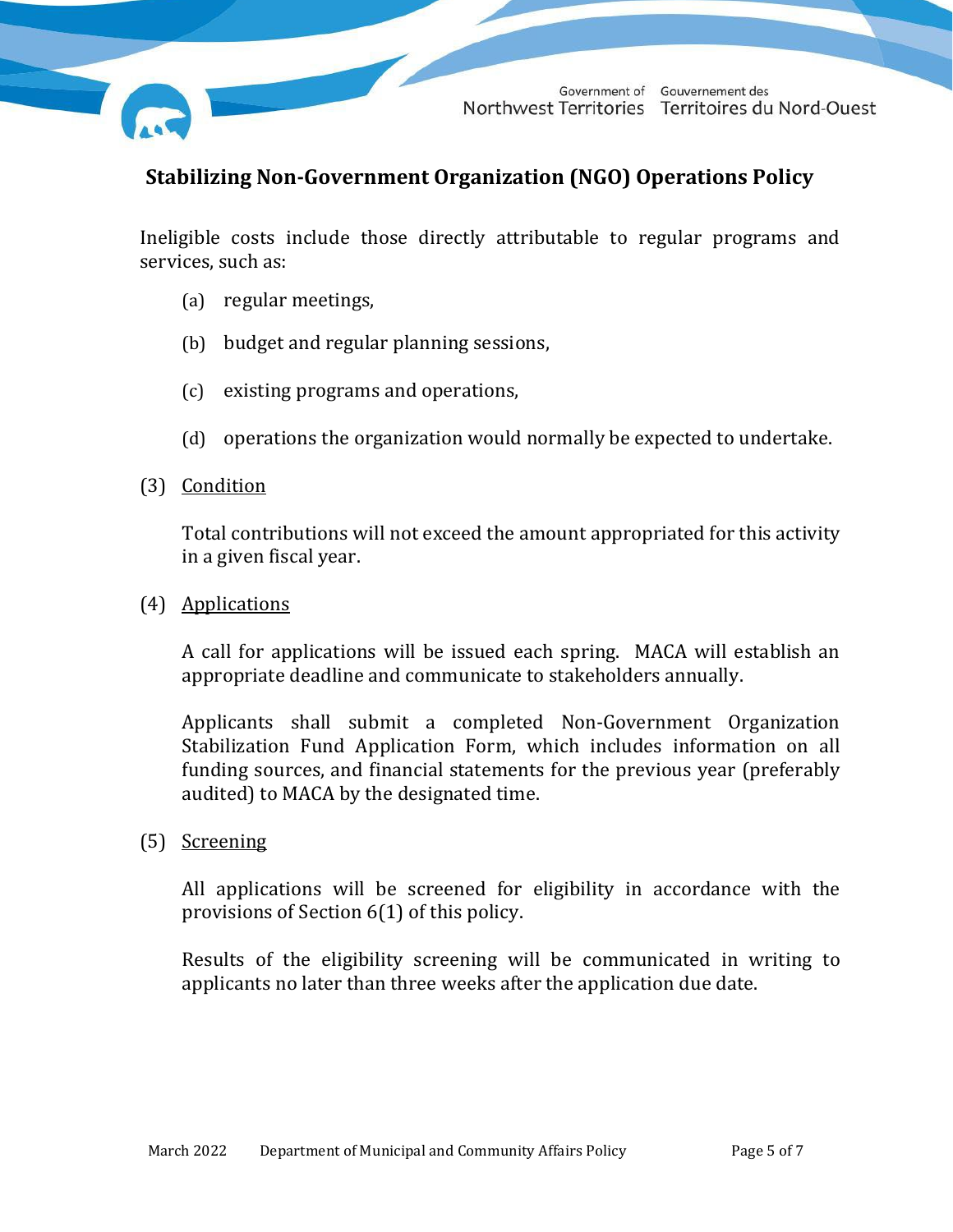## Stabilizing Non-Government Organization (NGO) Operations Policy

Ineligible costs include those directly attributable to regular programs and services, such as:

(a) regular meetings,

(b) budget and regular planning sessions,

(c) existing programs and operations,

(d) operations the organization would normally be expected to undertake.

(3) Condition

Total contributions will not exceed the amount appropriated for this activity in a given fiscal year.

(4) Applications

A call for applications will be issued each spring. MACA will establish an appropriate deadline and communicate to stakeholders annually.

Applicants shall submit a completed Non-Government Organization Stabilization Fund Application Form, which includes information on all funding sources, and financial statements for the previous year (preferably audited) to MACA by the designated time.

(5) Screening

All applications will be screened for eligibility in accordance with the provisions of Section 6(1) of this policy.

Results of the eligibility screening will be communicated in writing to applicants no later than three weeks after the application due date.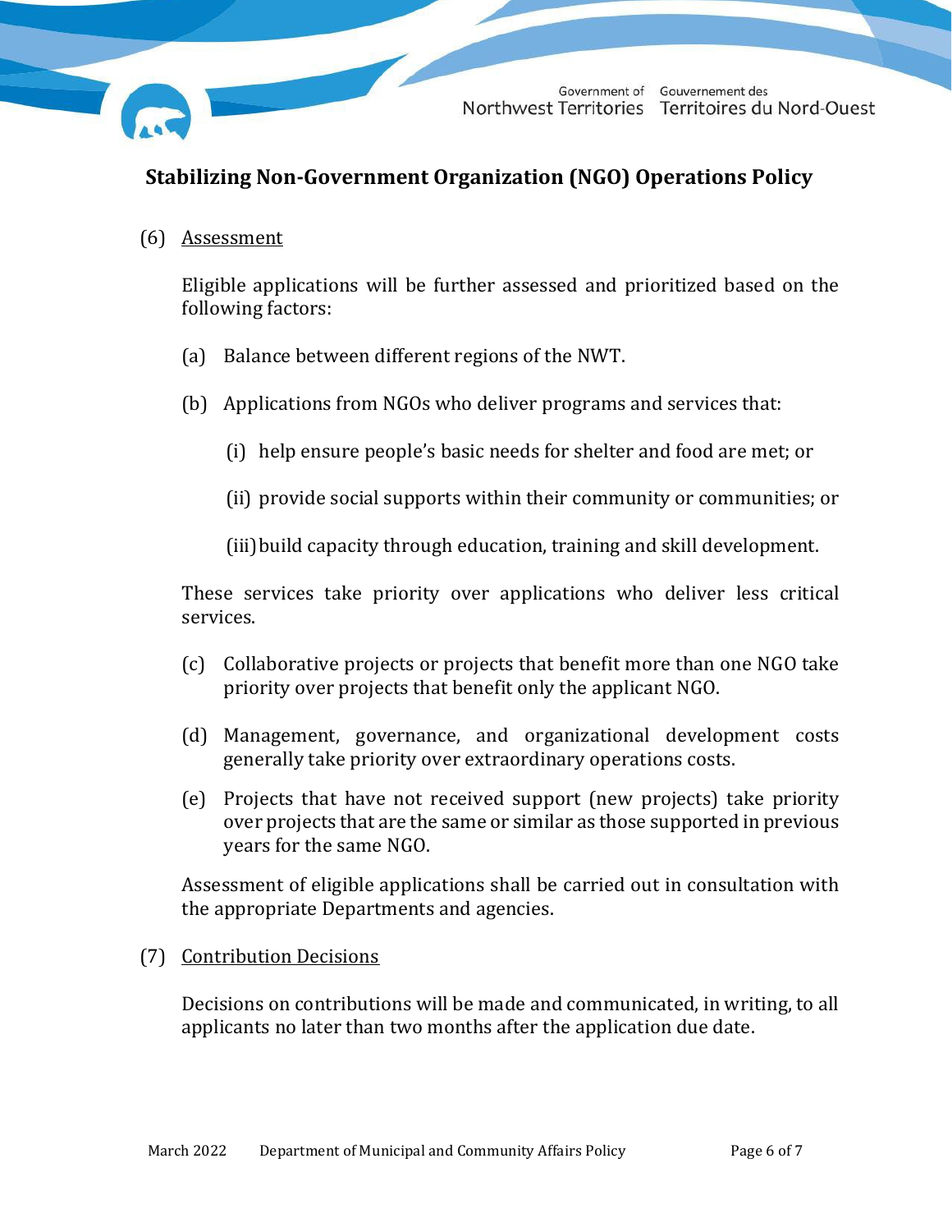# Stabilizing Non-Government Organization (NGO) Operations Policy

(6) Assessment

Eligible applications will be further assessed and prioritized based on the following factors:

(a) Balance between different regions of the NWT.

(b) Applications from NGOs who deliver programs and services that:

(i) help ensure people's basic needs for shelter and food are met; or

(ii) provide social supports within their community or communities; or

(iii) build capacity through education, training and skill development.

These services take priority over applications who deliver less critical services.

(c) Collaborative projects or projects that benefit more than one NGO take priority over projects that benefit only the applicant NGO.

(d) Management, governance, and organizational development costs generally take priority over extraordinary operations costs.

(e) Projects that have not received support (new projects) take priority over projects that are the same or similar as those supported in previous years for the same NGO.

Assessment of eligible applications shall be carried out in consultation with the appropriate Departments and agencies.

(7) Contribution Decisions

Decisions on contributions will be made and communicated, in writing, to all applicants no later than two months after the application due date.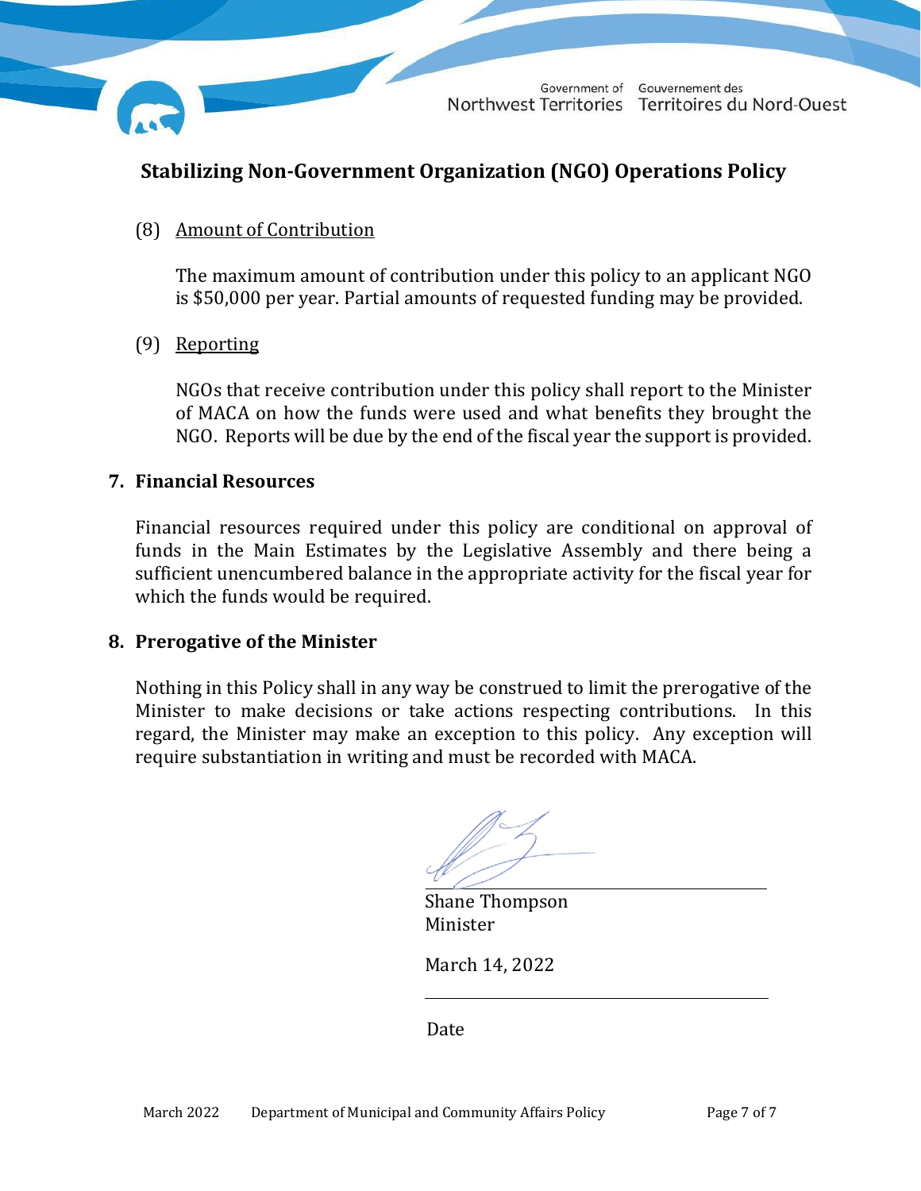# Stabilizing Non-Government Organization (NGO) Operations Policy

(8) Amount of Contribution

The maximum amount of contribution under this policy to an applicant NGO is $50,000 per year. Partial amounts of requested funding may be provided.

(9) Reporting

NGOs that receive contribution under this policy shall report to the Minister of MACA on how the funds were used and what benefits they brought the NGO. Reports will be due by the end of the fiscal year the support is provided.

## 7. Financial Resources

Financial resources required under this policy are conditional on approval of funds in the Main Estimates by the Legislative Assembly and there being a sufficient unencumbered balance in the appropriate activity for the fiscal year for which the funds would be required.

## 8. Prerogative of the Minister

Nothing in this Policy shall in any way be construed to limit the prerogative of the Minister to make decisions or take actions respecting contributions. In this regard, the Minister may make an exception to this policy. Any exception will require substantiation in writing and must be recorded with MACA.

Shane Thompson
Minister

March 14, 2022

Date